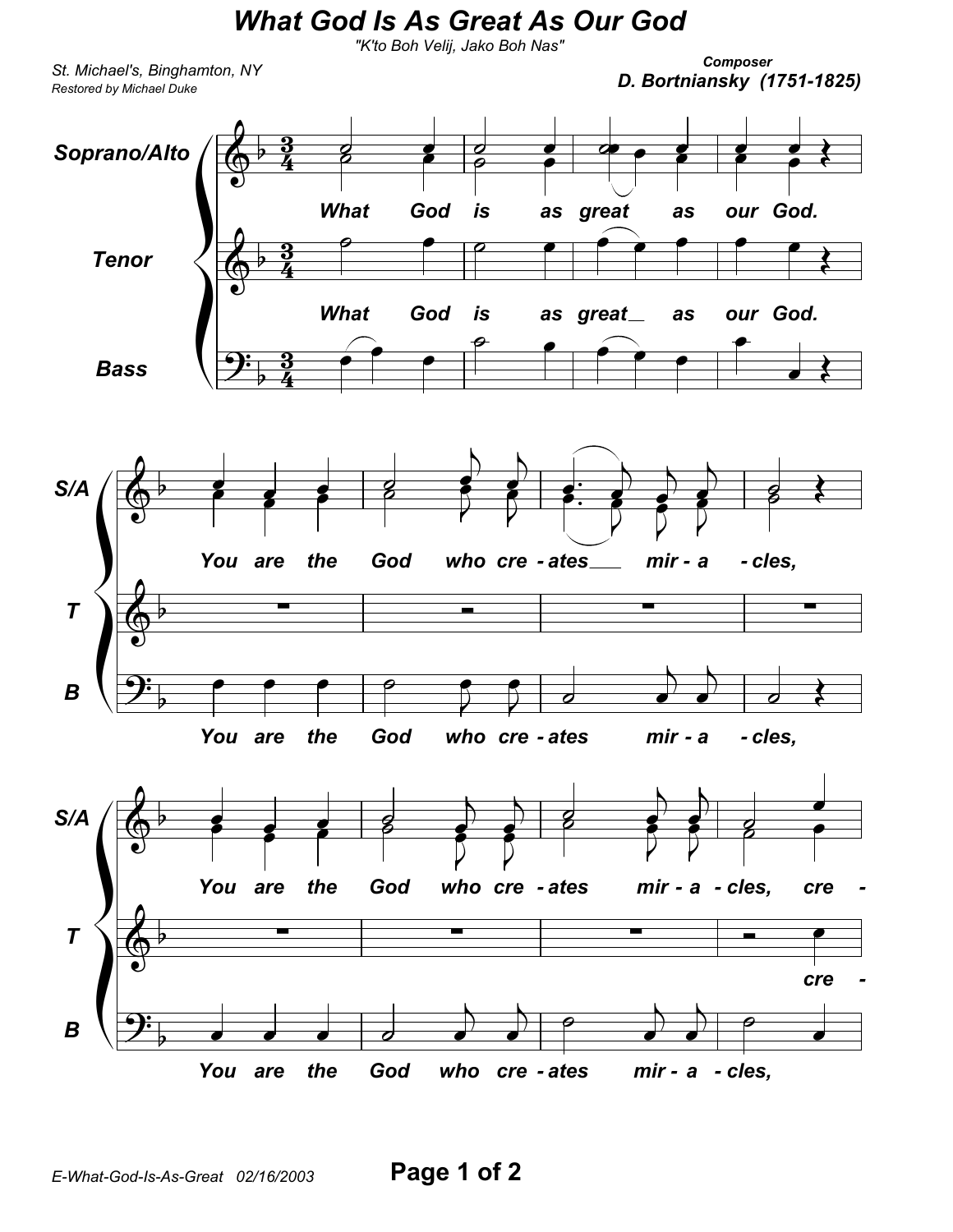# What God Is As Great As Our God

*"K'to Boh Velij, Jako Boh Nas"*

*St. Michael's, Binghamton, NY*
*Restored by Michael Duke*

**Composer**
**D. Bortniansky (1751-1825)**

**Soprano/Alto, Tenor:** What God is as great as our God.

**S/A:** You are the God who cre - ates mir - a - cles,

**B:** You are the God who cre - ates mir - a - cles,

**S/A:** You are the God who cre - ates mir - a - cles, cre -

**T:** cre -

**B:** You are the God who cre - ates mir - a - cles,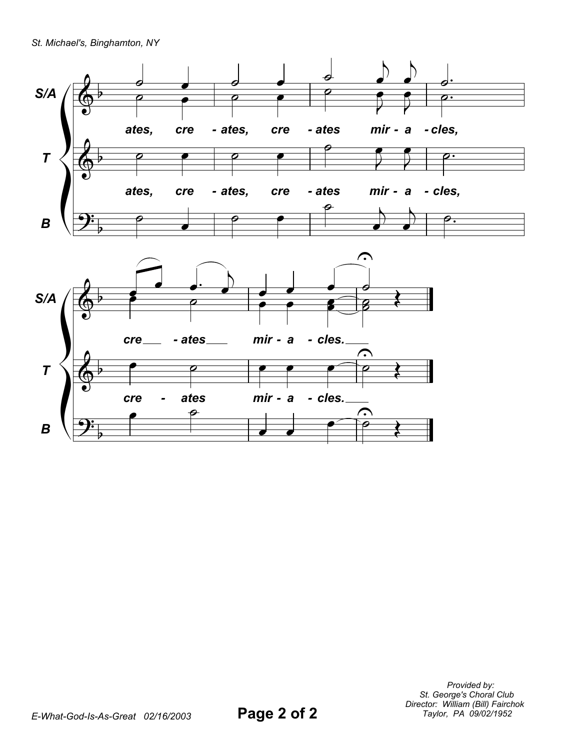St. Michael's, Binghamton, NY

S/A: ates, cre - ates, cre - ates mir - a - cles,

T: ates, cre - ates, cre - ates mir - a - cles,

B

S/A: cre___ - ates___ mir - a - cles.___

T: cre - ates mir - a - cles.___

B

E-What-God-Is-As-Great 02/16/2003

Provided by:
St. George's Choral Club
Director: William (Bill) Fairchok
Taylor, PA 09/02/1952